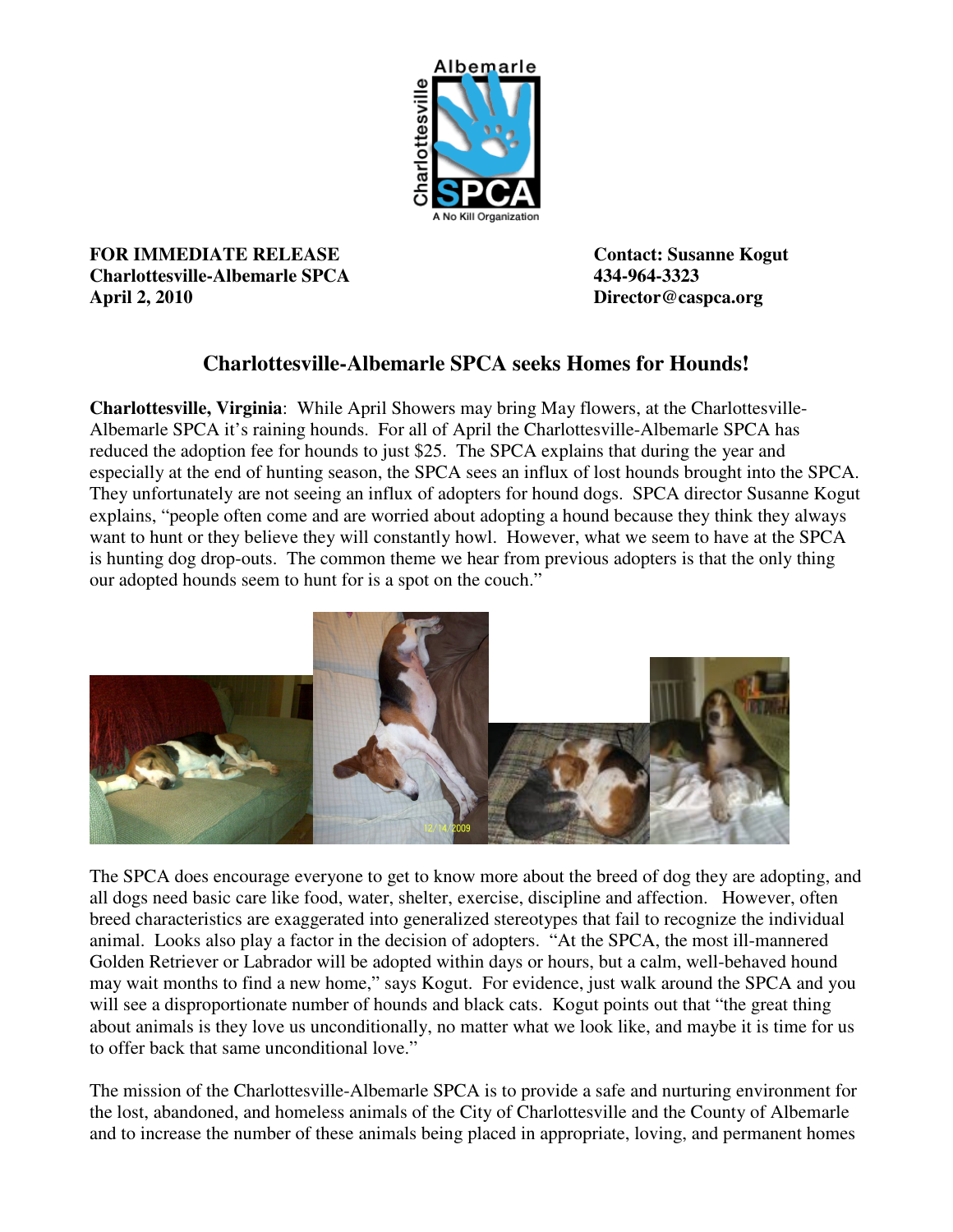**FOR IMMEDIATE RELEASE**
**Charlottesville-Albemarle SPCA**
**April 2, 2010**

**Contact: Susanne Kogut**
**434-964-3323**
**Director@caspca.org**

## Charlottesville-Albemarle SPCA seeks Homes for Hounds!

**Charlottesville, Virginia**: While April Showers may bring May flowers, at the Charlottesville-Albemarle SPCA it's raining hounds. For all of April the Charlottesville-Albemarle SPCA has reduced the adoption fee for hounds to just $25. The SPCA explains that during the year and especially at the end of hunting season, the SPCA sees an influx of lost hounds brought into the SPCA. They unfortunately are not seeing an influx of adopters for hound dogs. SPCA director Susanne Kogut explains, "people often come and are worried about adopting a hound because they think they always want to hunt or they believe they will constantly howl. However, what we seem to have at the SPCA is hunting dog drop-outs. The common theme we hear from previous adopters is that the only thing our adopted hounds seem to hunt for is a spot on the couch."

The SPCA does encourage everyone to get to know more about the breed of dog they are adopting, and all dogs need basic care like food, water, shelter, exercise, discipline and affection. However, often breed characteristics are exaggerated into generalized stereotypes that fail to recognize the individual animal. Looks also play a factor in the decision of adopters. "At the SPCA, the most ill-mannered Golden Retriever or Labrador will be adopted within days or hours, but a calm, well-behaved hound may wait months to find a new home," says Kogut. For evidence, just walk around the SPCA and you will see a disproportionate number of hounds and black cats. Kogut points out that "the great thing about animals is they love us unconditionally, no matter what we look like, and maybe it is time for us to offer back that same unconditional love."

The mission of the Charlottesville-Albemarle SPCA is to provide a safe and nurturing environment for the lost, abandoned, and homeless animals of the City of Charlottesville and the County of Albemarle and to increase the number of these animals being placed in appropriate, loving, and permanent homes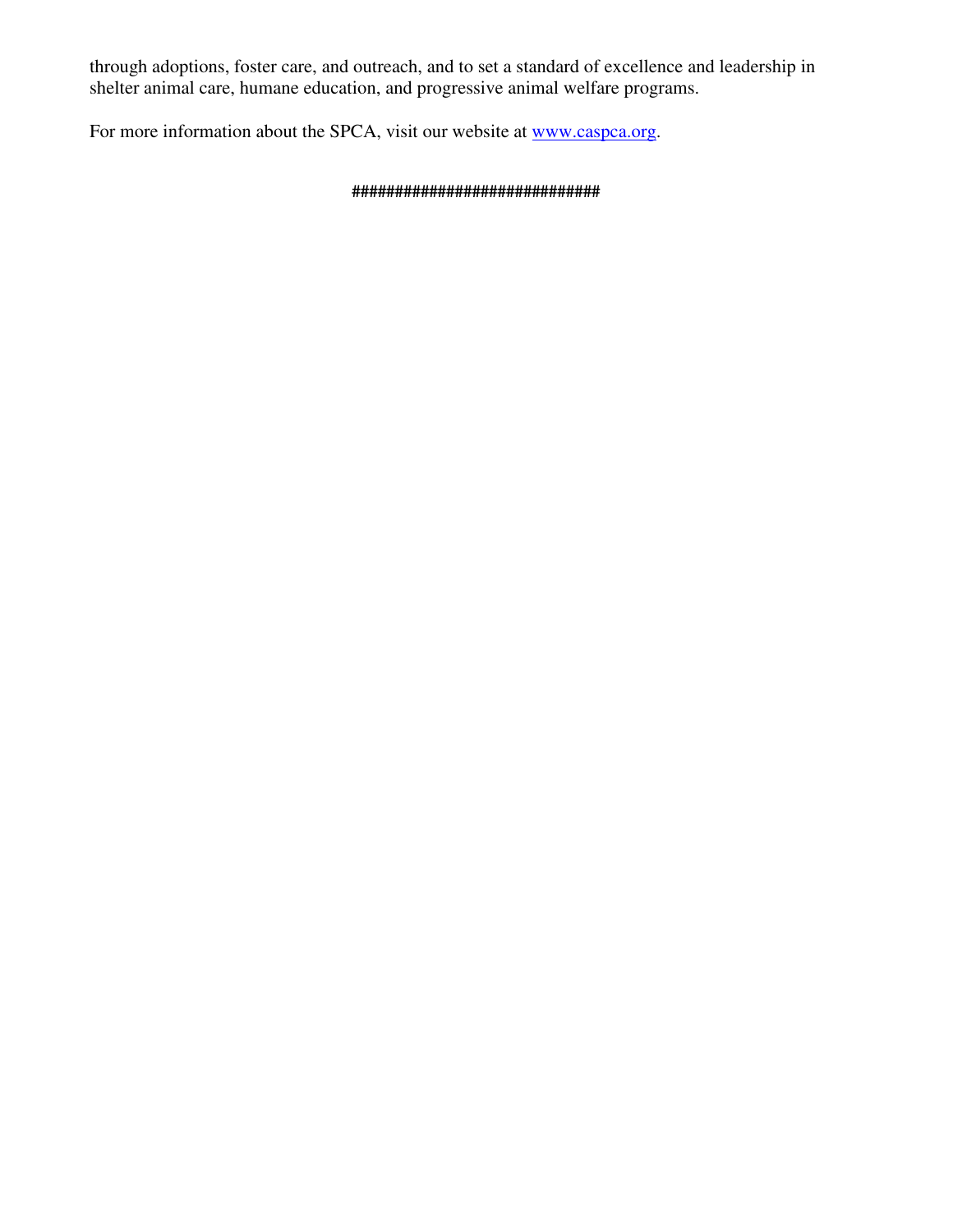through adoptions, foster care, and outreach, and to set a standard of excellence and leadership in shelter animal care, humane education, and progressive animal welfare programs.

For more information about the SPCA, visit our website at [www.caspca.org](http://www.caspca.org).

############################